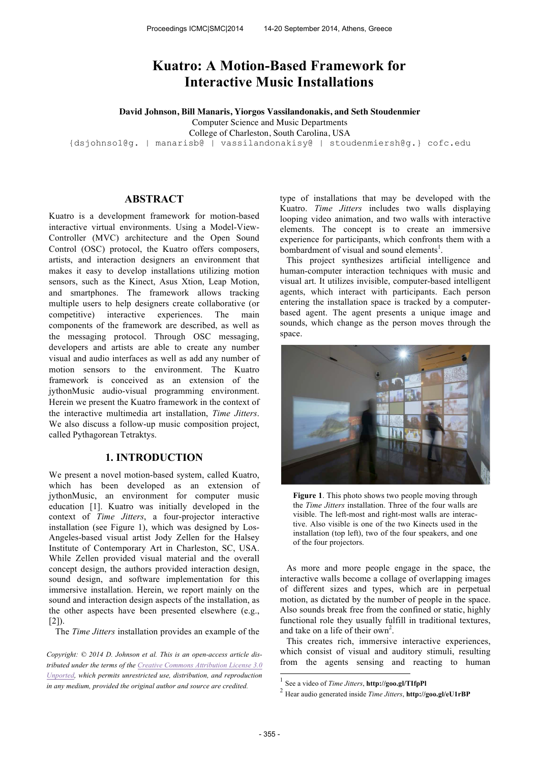# Kuatro: A Motion-Based Framework for Interactive Music Installations

**David Johnson, Bill Manaris, Yiorgos Vassilandonakis, and Seth Stoudenmier**
Computer Science and Music Departments
College of Charleston, South Carolina, USA
{dsjohnso1@g. | manarisb@ | vassilandonakisy@ | stoudenmiersh@g.} cofc.edu

## ABSTRACT

Kuatro is a development framework for motion-based interactive virtual environments. Using a Model-View-Controller (MVC) architecture and the Open Sound Control (OSC) protocol, the Kuatro offers composers, artists, and interaction designers an environment that makes it easy to develop installations utilizing motion sensors, such as the Kinect, Asus Xtion, Leap Motion, and smartphones. The framework allows tracking multiple users to help designers create collaborative (or competitive) interactive experiences. The main components of the framework are described, as well as the messaging protocol. Through OSC messaging, developers and artists are able to create any number visual and audio interfaces as well as add any number of motion sensors to the environment. The Kuatro framework is conceived as an extension of the jythonMusic audio-visual programming environment. Herein we present the Kuatro framework in the context of the interactive multimedia art installation, *Time Jitters*. We also discuss a follow-up music composition project, called Pythagorean Tetraktys.

## 1. INTRODUCTION

We present a novel motion-based system, called Kuatro, which has been developed as an extension of jythonMusic, an environment for computer music education [1]. Kuatro was initially developed in the context of *Time Jitters*, a four-projector interactive installation (see Figure 1), which was designed by Los-Angeles-based visual artist Jody Zellen for the Halsey Institute of Contemporary Art in Charleston, SC, USA. While Zellen provided visual material and the overall concept design, the authors provided interaction design, sound design, and software implementation for this immersive installation. Herein, we report mainly on the sound and interaction design aspects of the installation, as the other aspects have been presented elsewhere (e.g., [2]).

The *Time Jitters* installation provides an example of the type of installations that may be developed with the Kuatro. *Time Jitters* includes two walls displaying looping video animation, and two walls with interactive elements. The concept is to create an immersive experience for participants, which confronts them with a bombardment of visual and sound elements[1].

This project synthesizes artificial intelligence and human-computer interaction techniques with music and visual art. It utilizes invisible, computer-based intelligent agents, which interact with participants. Each person entering the installation space is tracked by a computer-based agent. The agent presents a unique image and sounds, which change as the person moves through the space.

**Figure 1**. This photo shows two people moving through the *Time Jitters* installation. Three of the four walls are visible. The left-most and right-most walls are interactive. Also visible is one of the two Kinects used in the installation (top left), two of the four speakers, and one of the four projectors.

As more and more people engage in the space, the interactive walls become a collage of overlapping images of different sizes and types, which are in perpetual motion, as dictated by the number of people in the space. Also sounds break free from the confined or static, highly functional role they usually fulfill in traditional textures, and take on a life of their own[2].

This creates rich, immersive interactive experiences, which consist of visual and auditory stimuli, resulting from the agents sensing and reacting to human

*Copyright: © 2014 D. Johnson et al. This is an open-access article distributed under the terms of the Creative Commons Attribution License 3.0 Unported, which permits unrestricted use, distribution, and reproduction in any medium, provided the original author and source are credited.*

[1] See a video of *Time Jitters*, **http://goo.gl/TIfpPl**

[2] Hear audio generated inside *Time Jitters*, **http://goo.gl/eU1rBP**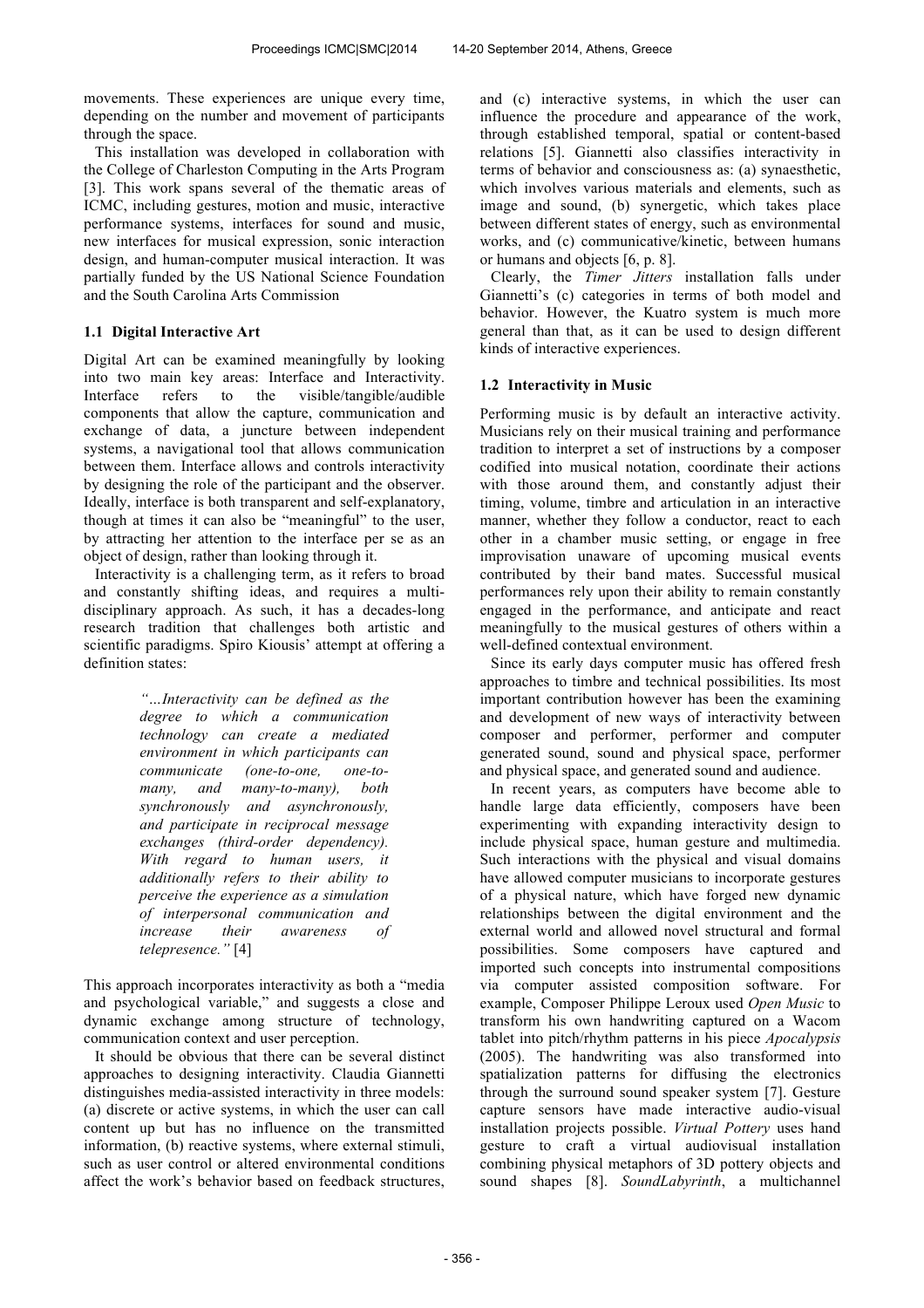movements. These experiences are unique every time, depending on the number and movement of participants through the space.

This installation was developed in collaboration with the College of Charleston Computing in the Arts Program [3]. This work spans several of the thematic areas of ICMC, including gestures, motion and music, interactive performance systems, interfaces for sound and music, new interfaces for musical expression, sonic interaction design, and human-computer musical interaction. It was partially funded by the US National Science Foundation and the South Carolina Arts Commission

### 1.1 Digital Interactive Art

Digital Art can be examined meaningfully by looking into two main key areas: Interface and Interactivity. Interface refers to the visible/tangible/audible components that allow the capture, communication and exchange of data, a juncture between independent systems, a navigational tool that allows communication between them. Interface allows and controls interactivity by designing the role of the participant and the observer. Ideally, interface is both transparent and self-explanatory, though at times it can also be "meaningful" to the user, by attracting her attention to the interface per se as an object of design, rather than looking through it.

Interactivity is a challenging term, as it refers to broad and constantly shifting ideas, and requires a multi-disciplinary approach. As such, it has a decades-long research tradition that challenges both artistic and scientific paradigms. Spiro Kiousis' attempt at offering a definition states:

> *"…Interactivity can be defined as the degree to which a communication technology can create a mediated environment in which participants can communicate (one-to-one, one-to-many, and many-to-many), both synchronously and asynchronously, and participate in reciprocal message exchanges (third-order dependency). With regard to human users, it additionally refers to their ability to perceive the experience as a simulation of interpersonal communication and increase their awareness of telepresence."* [4]

This approach incorporates interactivity as both a "media and psychological variable," and suggests a close and dynamic exchange among structure of technology, communication context and user perception.

It should be obvious that there can be several distinct approaches to designing interactivity. Claudia Giannetti distinguishes media-assisted interactivity in three models: (a) discrete or active systems, in which the user can call content up but has no influence on the transmitted information, (b) reactive systems, where external stimuli, such as user control or altered environmental conditions affect the work's behavior based on feedback structures, and (c) interactive systems, in which the user can influence the procedure and appearance of the work, through established temporal, spatial or content-based relations [5]. Giannetti also classifies interactivity in terms of behavior and consciousness as: (a) synaesthetic, which involves various materials and elements, such as image and sound, (b) synergetic, which takes place between different states of energy, such as environmental works, and (c) communicative/kinetic, between humans or humans and objects [6, p. 8].

Clearly, the *Timer Jitters* installation falls under Giannetti's (c) categories in terms of both model and behavior. However, the Kuatro system is much more general than that, as it can be used to design different kinds of interactive experiences.

### 1.2 Interactivity in Music

Performing music is by default an interactive activity. Musicians rely on their musical training and performance tradition to interpret a set of instructions by a composer codified into musical notation, coordinate their actions with those around them, and constantly adjust their timing, volume, timbre and articulation in an interactive manner, whether they follow a conductor, react to each other in a chamber music setting, or engage in free improvisation unaware of upcoming musical events contributed by their band mates. Successful musical performances rely upon their ability to remain constantly engaged in the performance, and anticipate and react meaningfully to the musical gestures of others within a well-defined contextual environment.

Since its early days computer music has offered fresh approaches to timbre and technical possibilities. Its most important contribution however has been the examining and development of new ways of interactivity between composer and performer, performer and computer generated sound, sound and physical space, performer and physical space, and generated sound and audience.

In recent years, as computers have become able to handle large data efficiently, composers have been experimenting with expanding interactivity design to include physical space, human gesture and multimedia. Such interactions with the physical and visual domains have allowed computer musicians to incorporate gestures of a physical nature, which have forged new dynamic relationships between the digital environment and the external world and allowed novel structural and formal possibilities. Some composers have captured and imported such concepts into instrumental compositions via computer assisted composition software. For example, Composer Philippe Leroux used *Open Music* to transform his own handwriting captured on a Wacom tablet into pitch/rhythm patterns in his piece *Apocalypsis* (2005). The handwriting was also transformed into spatialization patterns for diffusing the electronics through the surround sound speaker system [7]. Gesture capture sensors have made interactive audio-visual installation projects possible. *Virtual Pottery* uses hand gesture to craft a virtual audiovisual installation combining physical metaphors of 3D pottery objects and sound shapes [8]. *SoundLabyrinth*, a multichannel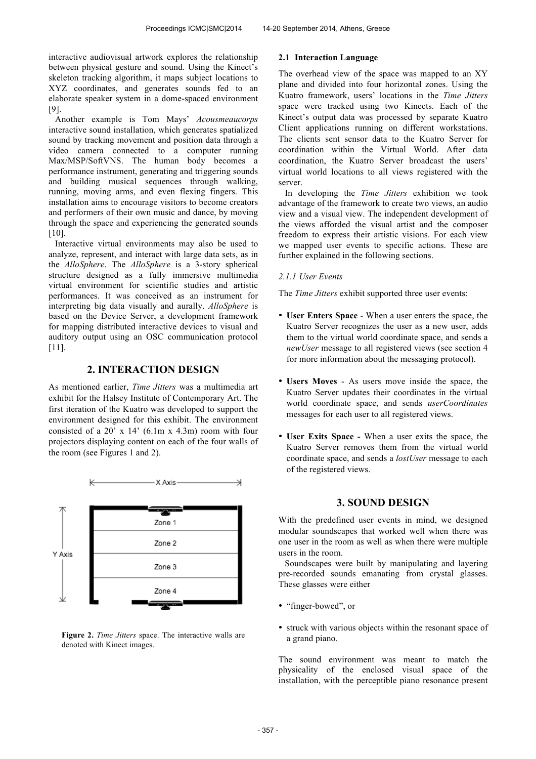interactive audiovisual artwork explores the relationship between physical gesture and sound. Using the Kinect's skeleton tracking algorithm, it maps subject locations to XYZ coordinates, and generates sounds fed to an elaborate speaker system in a dome-spaced environment [9].

Another example is Tom Mays' *Acousmeaucorps* interactive sound installation, which generates spatialized sound by tracking movement and position data through a video camera connected to a computer running Max/MSP/SoftVNS. The human body becomes a performance instrument, generating and triggering sounds and building musical sequences through walking, running, moving arms, and even flexing fingers. This installation aims to encourage visitors to become creators and performers of their own music and dance, by moving through the space and experiencing the generated sounds [10].

Interactive virtual environments may also be used to analyze, represent, and interact with large data sets, as in the *AlloSphere*. The *AlloSphere* is a 3-story spherical structure designed as a fully immersive multimedia virtual environment for scientific studies and artistic performances. It was conceived as an instrument for interpreting big data visually and aurally. *AlloSphere* is based on the Device Server, a development framework for mapping distributed interactive devices to visual and auditory output using an OSC communication protocol [11].

## 2. INTERACTION DESIGN

As mentioned earlier, *Time Jitters* was a multimedia art exhibit for the Halsey Institute of Contemporary Art. The first iteration of the Kuatro was developed to support the environment designed for this exhibit. The environment consisted of a 20' x 14' (6.1m x 4.3m) room with four projectors displaying content on each of the four walls of the room (see Figures 1 and 2).

X Axis

Y Axis

Zone 1

Zone 2

Zone 3

Zone 4

**Figure 2.** *Time Jitters* space. The interactive walls are denoted with Kinect images.

### 2.1 Interaction Language

The overhead view of the space was mapped to an XY plane and divided into four horizontal zones. Using the Kuatro framework, users' locations in the *Time Jitters* space were tracked using two Kinects. Each of the Kinect's output data was processed by separate Kuatro Client applications running on different workstations. The clients sent sensor data to the Kuatro Server for coordination within the Virtual World. After data coordination, the Kuatro Server broadcast the users' virtual world locations to all views registered with the server.

In developing the *Time Jitters* exhibition we took advantage of the framework to create two views, an audio view and a visual view. The independent development of the views afforded the visual artist and the composer freedom to express their artistic visions. For each view we mapped user events to specific actions. These are further explained in the following sections.

#### *2.1.1 User Events*

The *Time Jitters* exhibit supported three user events:

- **User Enters Space** - When a user enters the space, the Kuatro Server recognizes the user as a new user, adds them to the virtual world coordinate space, and sends a *newUser* message to all registered views (see section 4 for more information about the messaging protocol).
- **Users Moves** - As users move inside the space, the Kuatro Server updates their coordinates in the virtual world coordinate space, and sends *userCoordinates* messages for each user to all registered views.
- **User Exits Space -** When a user exits the space, the Kuatro Server removes them from the virtual world coordinate space, and sends a *lostUser* message to each of the registered views.

## 3. SOUND DESIGN

With the predefined user events in mind, we designed modular soundscapes that worked well when there was one user in the room as well as when there were multiple users in the room.

Soundscapes were built by manipulating and layering pre-recorded sounds emanating from crystal glasses. These glasses were either

- "finger-bowed", or
- struck with various objects within the resonant space of a grand piano.

The sound environment was meant to match the physicality of the enclosed visual space of the installation, with the perceptible piano resonance present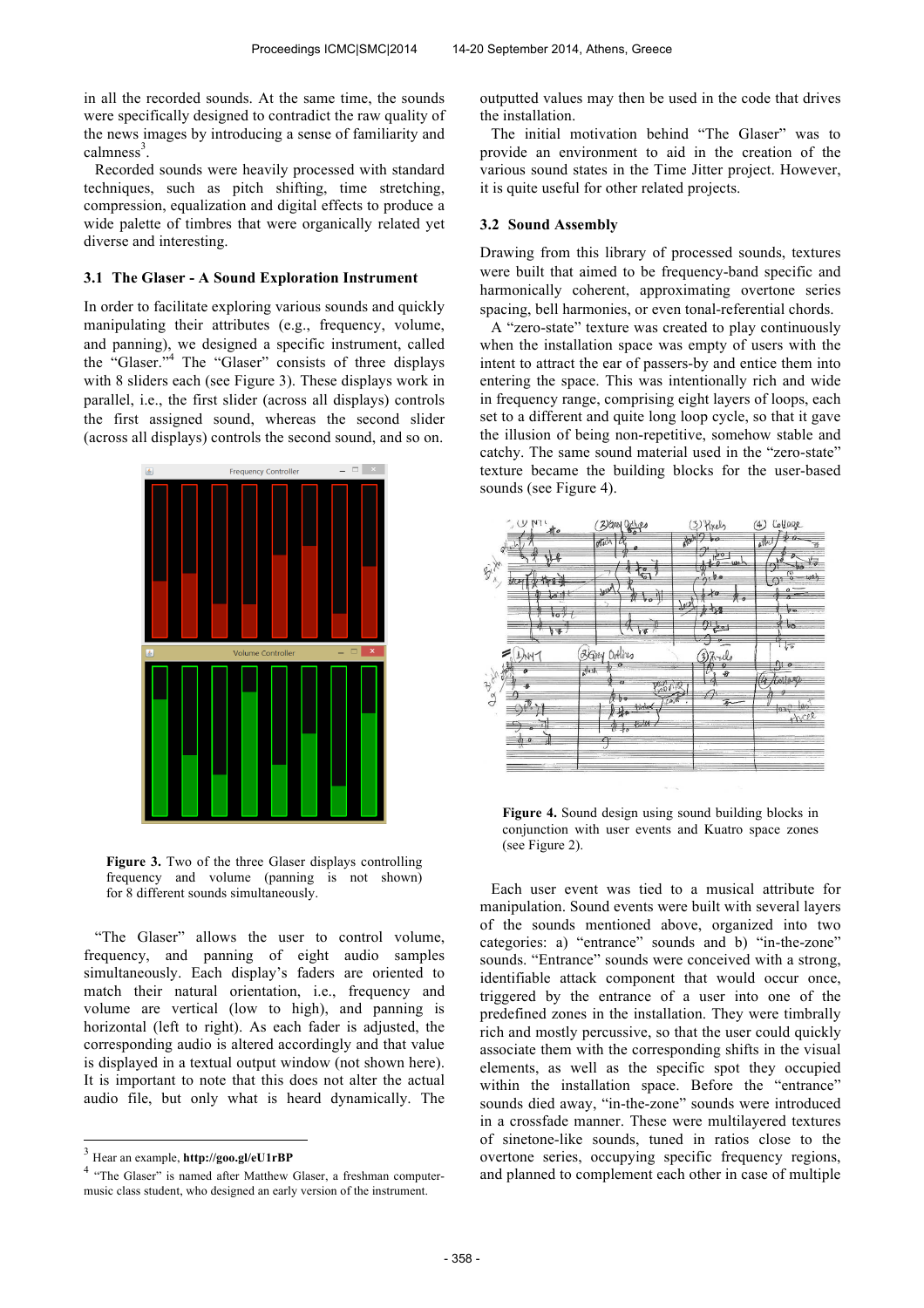in all the recorded sounds. At the same time, the sounds were specifically designed to contradict the raw quality of the news images by introducing a sense of familiarity and calmness[3].

Recorded sounds were heavily processed with standard techniques, such as pitch shifting, time stretching, compression, equalization and digital effects to produce a wide palette of timbres that were organically related yet diverse and interesting.

### 3.1 The Glaser - A Sound Exploration Instrument

In order to facilitate exploring various sounds and quickly manipulating their attributes (e.g., frequency, volume, and panning), we designed a specific instrument, called the "Glaser."[4] The "Glaser" consists of three displays with 8 sliders each (see Figure 3). These displays work in parallel, i.e., the first slider (across all displays) controls the first assigned sound, whereas the second slider (across all displays) controls the second sound, and so on.

**Figure 3.** Two of the three Glaser displays controlling frequency and volume (panning is not shown) for 8 different sounds simultaneously.

"The Glaser" allows the user to control volume, frequency, and panning of eight audio samples simultaneously. Each display's faders are oriented to match their natural orientation, i.e., frequency and volume are vertical (low to high), and panning is horizontal (left to right). As each fader is adjusted, the corresponding audio is altered accordingly and that value is displayed in a textual output window (not shown here). It is important to note that this does not alter the actual audio file, but only what is heard dynamically. The outputted values may then be used in the code that drives the installation.

The initial motivation behind "The Glaser" was to provide an environment to aid in the creation of the various sound states in the Time Jitter project. However, it is quite useful for other related projects.

### 3.2 Sound Assembly

Drawing from this library of processed sounds, textures were built that aimed to be frequency-band specific and harmonically coherent, approximating overtone series spacing, bell harmonies, or even tonal-referential chords.

A "zero-state" texture was created to play continuously when the installation space was empty of users with the intent to attract the ear of passers-by and entice them into entering the space. This was intentionally rich and wide in frequency range, comprising eight layers of loops, each set to a different and quite long loop cycle, so that it gave the illusion of being non-repetitive, somehow stable and catchy. The same sound material used in the "zero-state" texture became the building blocks for the user-based sounds (see Figure 4).

**Figure 4.** Sound design using sound building blocks in conjunction with user events and Kuatro space zones (see Figure 2).

Each user event was tied to a musical attribute for manipulation. Sound events were built with several layers of the sounds mentioned above, organized into two categories: a) "entrance" sounds and b) "in-the-zone" sounds. "Entrance" sounds were conceived with a strong, identifiable attack component that would occur once, triggered by the entrance of a user into one of the predefined zones in the installation. They were timbrally rich and mostly percussive, so that the user could quickly associate them with the corresponding shifts in the visual elements, as well as the specific spot they occupied within the installation space. Before the "entrance" sounds died away, "in-the-zone" sounds were introduced in a crossfade manner. These were multilayered textures of sinetone-like sounds, tuned in ratios close to the overtone series, occupying specific frequency regions, and planned to complement each other in case of multiple

---

[3] Hear an example, **http://goo.gl/eU1rBP**

[4] "The Glaser" is named after Matthew Glaser, a freshman computer-music class student, who designed an early version of the instrument.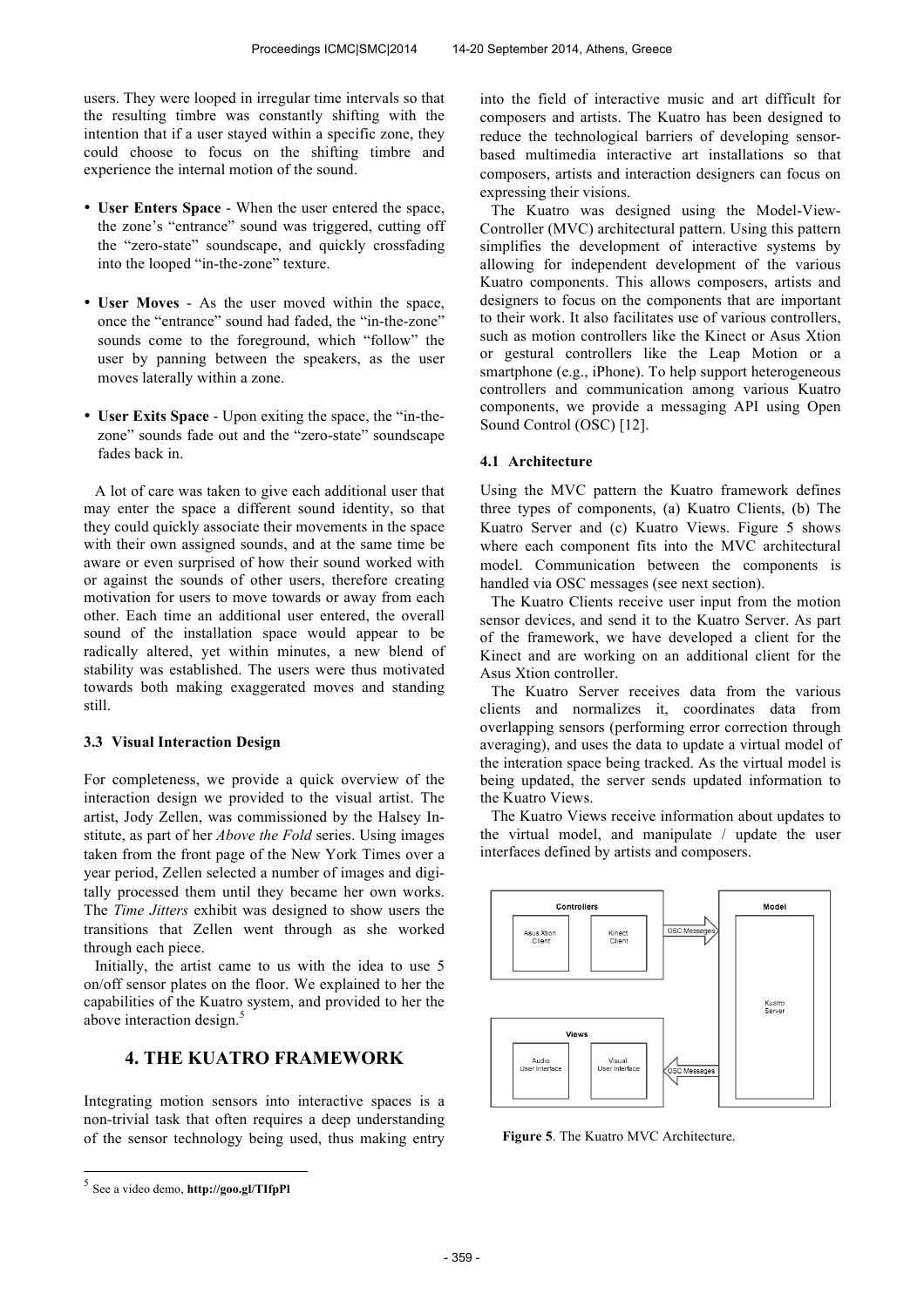users. They were looped in irregular time intervals so that the resulting timbre was constantly shifting with the intention that if a user stayed within a specific zone, they could choose to focus on the shifting timbre and experience the internal motion of the sound.

- **User Enters Space** - When the user entered the space, the zone's "entrance" sound was triggered, cutting off the "zero-state" soundscape, and quickly crossfading into the looped "in-the-zone" texture.

- **User Moves** - As the user moved within the space, once the "entrance" sound had faded, the "in-the-zone" sounds come to the foreground, which "follow" the user by panning between the speakers, as the user moves laterally within a zone.

- **User Exits Space** - Upon exiting the space, the "in-the-zone" sounds fade out and the "zero-state" soundscape fades back in.

A lot of care was taken to give each additional user that may enter the space a different sound identity, so that they could quickly associate their movements in the space with their own assigned sounds, and at the same time be aware or even surprised of how their sound worked with or against the sounds of other users, therefore creating motivation for users to move towards or away from each other. Each time an additional user entered, the overall sound of the installation space would appear to be radically altered, yet within minutes, a new blend of stability was established. The users were thus motivated towards both making exaggerated moves and standing still.

### 3.3 Visual Interaction Design

For completeness, we provide a quick overview of the interaction design we provided to the visual artist. The artist, Jody Zellen, was commissioned by the Halsey Institute, as part of her *Above the Fold* series. Using images taken from the front page of the New York Times over a year period, Zellen selected a number of images and digitally processed them until they became her own works. The *Time Jitters* exhibit was designed to show users the transitions that Zellen went through as she worked through each piece.

Initially, the artist came to us with the idea to use 5 on/off sensor plates on the floor. We explained to her the capabilities of the Kuatro system, and provided to her the above interaction design.[5]

## 4. THE KUATRO FRAMEWORK

Integrating motion sensors into interactive spaces is a non-trivial task that often requires a deep understanding of the sensor technology being used, thus making entry into the field of interactive music and art difficult for composers and artists. The Kuatro has been designed to reduce the technological barriers of developing sensor-based multimedia interactive art installations so that composers, artists and interaction designers can focus on expressing their visions.

The Kuatro was designed using the Model-View-Controller (MVC) architectural pattern. Using this pattern simplifies the development of interactive systems by allowing for independent development of the various Kuatro components. This allows composers, artists and designers to focus on the components that are important to their work. It also facilitates use of various controllers, such as motion controllers like the Kinect or Asus Xtion or gestural controllers like the Leap Motion or a smartphone (e.g., iPhone). To help support heterogeneous controllers and communication among various Kuatro components, we provide a messaging API using Open Sound Control (OSC) [12].

### 4.1 Architecture

Using the MVC pattern the Kuatro framework defines three types of components, (a) Kuatro Clients, (b) The Kuatro Server and (c) Kuatro Views. Figure 5 shows where each component fits into the MVC architectural model. Communication between the components is handled via OSC messages (see next section).

The Kuatro Clients receive user input from the motion sensor devices, and send it to the Kuatro Server. As part of the framework, we have developed a client for the Kinect and are working on an additional client for the Asus Xtion controller.

The Kuatro Server receives data from the various clients and normalizes it, coordinates data from overlapping sensors (performing error correction through averaging), and uses the data to update a virtual model of the interation space being tracked. As the virtual model is being updated, the server sends updated information to the Kuatro Views.

The Kuatro Views receive information about updates to the virtual model, and manipulate / update the user interfaces defined by artists and composers.

Controllers: Asus Xtion Client, Kinect Client — OSC Messages → Model: Kuatro Server — OSC Messages → Views: Audio User Interface, Visual User Interface

**Figure 5**. The Kuatro MVC Architecture.

[5] See a video demo, **http://goo.gl/TIfpPl**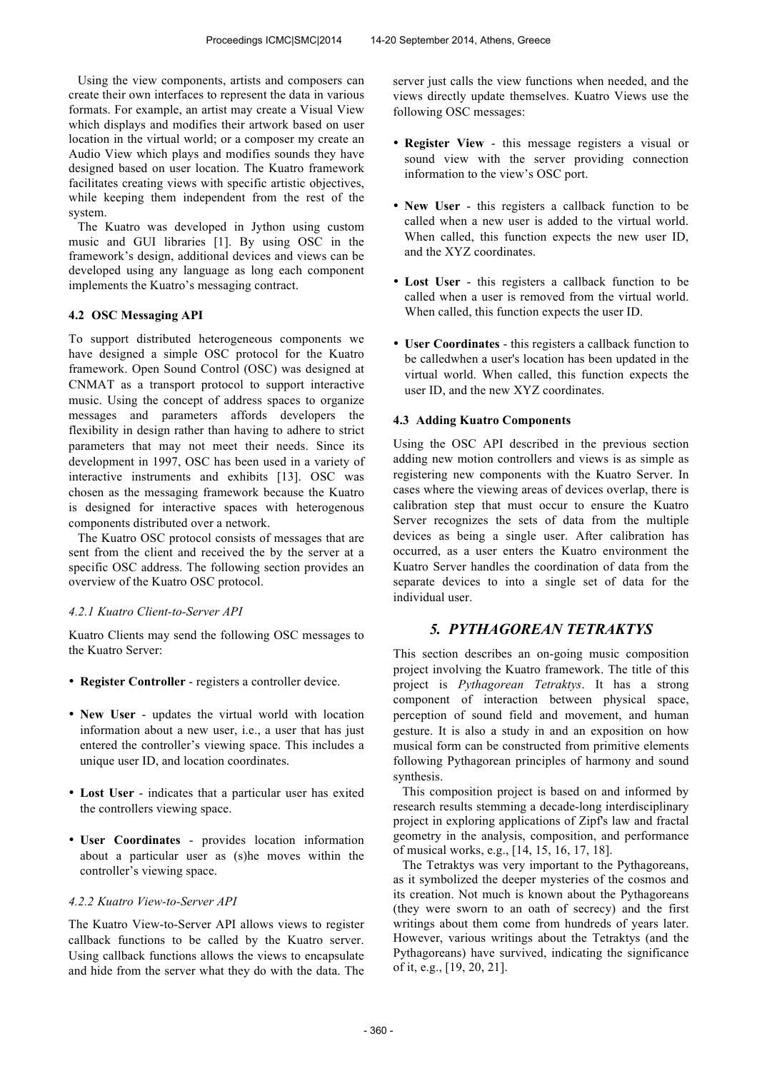Using the view components, artists and composers can create their own interfaces to represent the data in various formats. For example, an artist may create a Visual View which displays and modifies their artwork based on user location in the virtual world; or a composer my create an Audio View which plays and modifies sounds they have designed based on user location. The Kuatro framework facilitates creating views with specific artistic objectives, while keeping them independent from the rest of the system.

The Kuatro was developed in Jython using custom music and GUI libraries [1]. By using OSC in the framework's design, additional devices and views can be developed using any language as long each component implements the Kuatro's messaging contract.

### 4.2 OSC Messaging API

To support distributed heterogeneous components we have designed a simple OSC protocol for the Kuatro framework. Open Sound Control (OSC) was designed at CNMAT as a transport protocol to support interactive music. Using the concept of address spaces to organize messages and parameters affords developers the flexibility in design rather than having to adhere to strict parameters that may not meet their needs. Since its development in 1997, OSC has been used in a variety of interactive instruments and exhibits [13]. OSC was chosen as the messaging framework because the Kuatro is designed for interactive spaces with heterogenous components distributed over a network.

The Kuatro OSC protocol consists of messages that are sent from the client and received the by the server at a specific OSC address. The following section provides an overview of the Kuatro OSC protocol.

#### *4.2.1 Kuatro Client-to-Server API*

Kuatro Clients may send the following OSC messages to the Kuatro Server:

- **Register Controller** - registers a controller device.
- **New User** - updates the virtual world with location information about a new user, i.e., a user that has just entered the controller's viewing space. This includes a unique user ID, and location coordinates.
- **Lost User** - indicates that a particular user has exited the controllers viewing space.
- **User Coordinates** - provides location information about a particular user as (s)he moves within the controller's viewing space.

#### *4.2.2 Kuatro View-to-Server API*

The Kuatro View-to-Server API allows views to register callback functions to be called by the Kuatro server. Using callback functions allows the views to encapsulate and hide from the server what they do with the data. The server just calls the view functions when needed, and the views directly update themselves. Kuatro Views use the following OSC messages:

- **Register View** - this message registers a visual or sound view with the server providing connection information to the view's OSC port.
- **New User** - this registers a callback function to be called when a new user is added to the virtual world. When called, this function expects the new user ID, and the XYZ coordinates.
- **Lost User** - this registers a callback function to be called when a user is removed from the virtual world. When called, this function expects the user ID.
- **User Coordinates** - this registers a callback function to be calledwhen a user's location has been updated in the virtual world. When called, this function expects the user ID, and the new XYZ coordinates.

### 4.3 Adding Kuatro Components

Using the OSC API described in the previous section adding new motion controllers and views is as simple as registering new components with the Kuatro Server. In cases where the viewing areas of devices overlap, there is calibration step that must occur to ensure the Kuatro Server recognizes the sets of data from the multiple devices as being a single user. After calibration has occurred, as a user enters the Kuatro environment the Kuatro Server handles the coordination of data from the separate devices to into a single set of data for the individual user.

## *5. PYTHAGOREAN TETRAKTYS*

This section describes an on-going music composition project involving the Kuatro framework. The title of this project is *Pythagorean Tetraktys*. It has a strong component of interaction between physical space, perception of sound field and movement, and human gesture. It is also a study in and an exposition on how musical form can be constructed from primitive elements following Pythagorean principles of harmony and sound synthesis.

This composition project is based on and informed by research results stemming a decade-long interdisciplinary project in exploring applications of Zipf's law and fractal geometry in the analysis, composition, and performance of musical works, e.g., [14, 15, 16, 17, 18].

The Tetraktys was very important to the Pythagoreans, as it symbolized the deeper mysteries of the cosmos and its creation. Not much is known about the Pythagoreans (they were sworn to an oath of secrecy) and the first writings about them come from hundreds of years later. However, various writings about the Tetraktys (and the Pythagoreans) have survived, indicating the significance of it, e.g., [19, 20, 21].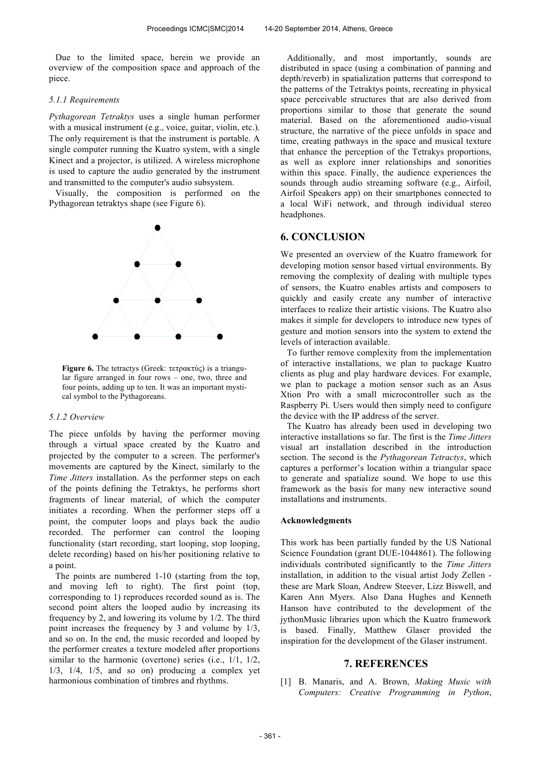Due to the limited space, herein we provide an overview of the composition space and approach of the piece.

#### *5.1.1 Requirements*

*Pythagorean Tetraktys* uses a single human performer with a musical instrument (e.g., voice, guitar, violin, etc.). The only requirement is that the instrument is portable. A single computer running the Kuatro system, with a single Kinect and a projector, is utilized. A wireless microphone is used to capture the audio generated by the instrument and transmitted to the computer's audio subsystem.

Visually, the composition is performed on the Pythagorean tetraktys shape (see Figure 6).

**Figure 6.** The tetractys (Greek: τετρακτύς) is a triangular figure arranged in four rows – one, two, three and four points, adding up to ten. It was an important mystical symbol to the Pythagoreans.

#### *5.1.2 Overview*

The piece unfolds by having the performer moving through a virtual space created by the Kuatro and projected by the computer to a screen. The performer's movements are captured by the Kinect, similarly to the *Time Jitters* installation. As the performer steps on each of the points defining the Tetraktys, he performs short fragments of linear material, of which the computer initiates a recording. When the performer steps off a point, the computer loops and plays back the audio recorded. The performer can control the looping functionality (start recording, start looping, stop looping, delete recording) based on his/her positioning relative to a point.

The points are numbered 1-10 (starting from the top, and moving left to right). The first point (top, corresponding to 1) reproduces recorded sound as is. The second point alters the looped audio by increasing its frequency by 2, and lowering its volume by 1/2. The third point increases the frequency by 3 and volume by 1/3, and so on. In the end, the music recorded and looped by the performer creates a texture modeled after proportions similar to the harmonic (overtone) series (i.e., 1/1, 1/2, 1/3, 1/4, 1/5, and so on) producing a complex yet harmonious combination of timbres and rhythms.

Additionally, and most importantly, sounds are distributed in space (using a combination of panning and depth/reverb) in spatialization patterns that correspond to the patterns of the Tetraktys points, recreating in physical space perceivable structures that are also derived from proportions similar to those that generate the sound material. Based on the aforementioned audio-visual structure, the narrative of the piece unfolds in space and time, creating pathways in the space and musical texture that enhance the perception of the Tetrakys proportions, as well as explore inner relationships and sonorities within this space. Finally, the audience experiences the sounds through audio streaming software (e.g., Airfoil, Airfoil Speakers app) on their smartphones connected to a local WiFi network, and through individual stereo headphones.

## 6. CONCLUSION

We presented an overview of the Kuatro framework for developing motion sensor based virtual environments. By removing the complexity of dealing with multiple types of sensors, the Kuatro enables artists and composers to quickly and easily create any number of interactive interfaces to realize their artistic visions. The Kuatro also makes it simple for developers to introduce new types of gesture and motion sensors into the system to extend the levels of interaction available.

To further remove complexity from the implementation of interactive installations, we plan to package Kuatro clients as plug and play hardware devices. For example, we plan to package a motion sensor such as an Asus Xtion Pro with a small microcontroller such as the Raspberry Pi. Users would then simply need to configure the device with the IP address of the server.

The Kuatro has already been used in developing two interactive installations so far. The first is the *Time Jitters* visual art installation described in the introduction section. The second is the *Pythagorean Tetractys*, which captures a performer's location within a triangular space to generate and spatialize sound. We hope to use this framework as the basis for many new interactive sound installations and instruments.

#### Acknowledgments

This work has been partially funded by the US National Science Foundation (grant DUE-1044861). The following individuals contributed significantly to the *Time Jitters* installation, in addition to the visual artist Jody Zellen - these are Mark Sloan, Andrew Steever, Lizz Biswell, and Karen Ann Myers. Also Dana Hughes and Kenneth Hanson have contributed to the development of the jythonMusic libraries upon which the Kuatro framework is based. Finally, Matthew Glaser provided the inspiration for the development of the Glaser instrument.

## 7. REFERENCES

[1] B. Manaris, and A. Brown, *Making Music with Computers: Creative Programming in Python*,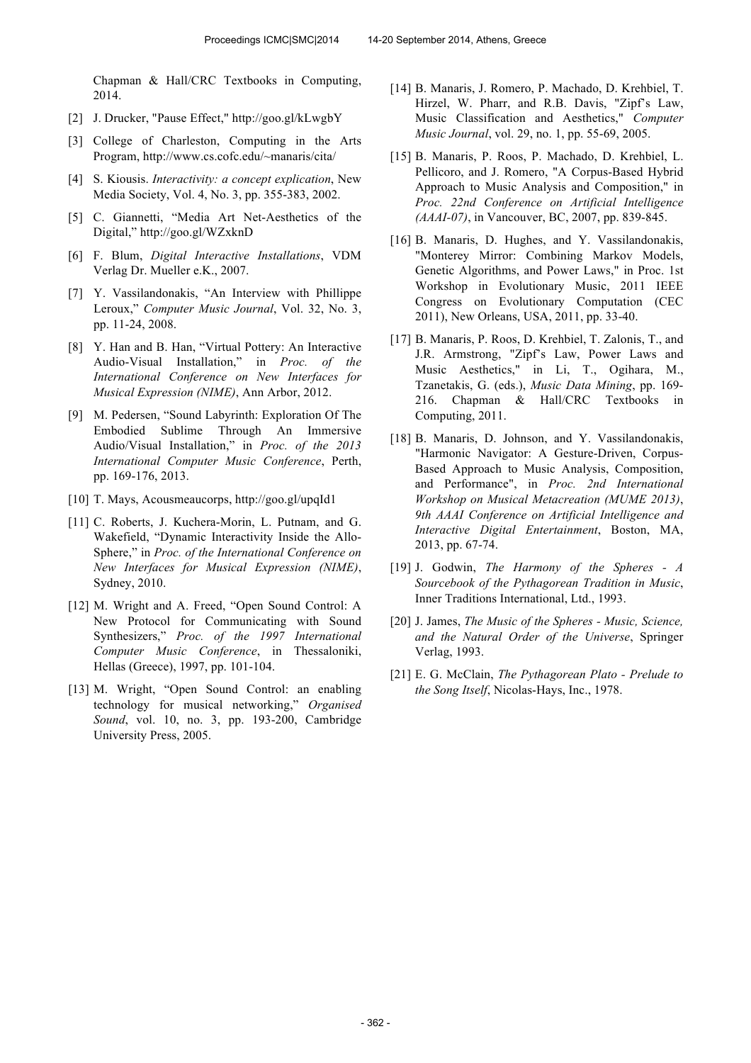Chapman & Hall/CRC Textbooks in Computing, 2014.

[2] J. Drucker, "Pause Effect," http://goo.gl/kLwgbY

[3] College of Charleston, Computing in the Arts Program, http://www.cs.cofc.edu/~manaris/cita/

[4] S. Kiousis. *Interactivity: a concept explication*, New Media Society, Vol. 4, No. 3, pp. 355-383, 2002.

[5] C. Giannetti, "Media Art Net-Aesthetics of the Digital," http://goo.gl/WZxknD

[6] F. Blum, *Digital Interactive Installations*, VDM Verlag Dr. Mueller e.K., 2007.

[7] Y. Vassilandonakis, "An Interview with Phillippe Leroux," *Computer Music Journal*, Vol. 32, No. 3, pp. 11-24, 2008.

[8] Y. Han and B. Han, "Virtual Pottery: An Interactive Audio-Visual Installation," in *Proc. of the International Conference on New Interfaces for Musical Expression (NIME)*, Ann Arbor, 2012.

[9] M. Pedersen, "Sound Labyrinth: Exploration Of The Embodied Sublime Through An Immersive Audio/Visual Installation," in *Proc. of the 2013 International Computer Music Conference*, Perth, pp. 169-176, 2013.

[10] T. Mays, Acousmeaucorps, http://goo.gl/upqId1

[11] C. Roberts, J. Kuchera-Morin, L. Putnam, and G. Wakefield, "Dynamic Interactivity Inside the Allo-Sphere," in *Proc. of the International Conference on New Interfaces for Musical Expression (NIME)*, Sydney, 2010.

[12] M. Wright and A. Freed, "Open Sound Control: A New Protocol for Communicating with Sound Synthesizers," *Proc. of the 1997 International Computer Music Conference*, in Thessaloniki, Hellas (Greece), 1997, pp. 101-104.

[13] M. Wright, "Open Sound Control: an enabling technology for musical networking," *Organised Sound*, vol. 10, no. 3, pp. 193-200, Cambridge University Press, 2005.

[14] B. Manaris, J. Romero, P. Machado, D. Krehbiel, T. Hirzel, W. Pharr, and R.B. Davis, "Zipf's Law, Music Classification and Aesthetics," *Computer Music Journal*, vol. 29, no. 1, pp. 55-69, 2005.

[15] B. Manaris, P. Roos, P. Machado, D. Krehbiel, L. Pellicoro, and J. Romero, "A Corpus-Based Hybrid Approach to Music Analysis and Composition," in *Proc. 22nd Conference on Artificial Intelligence (AAAI-07)*, in Vancouver, BC, 2007, pp. 839-845.

[16] B. Manaris, D. Hughes, and Y. Vassilandonakis, "Monterey Mirror: Combining Markov Models, Genetic Algorithms, and Power Laws," in Proc. 1st Workshop in Evolutionary Music, 2011 IEEE Congress on Evolutionary Computation (CEC 2011), New Orleans, USA, 2011, pp. 33-40.

[17] B. Manaris, P. Roos, D. Krehbiel, T. Zalonis, T., and J.R. Armstrong, "Zipf's Law, Power Laws and Music Aesthetics," in Li, T., Ogihara, M., Tzanetakis, G. (eds.), *Music Data Mining*, pp. 169-216. Chapman & Hall/CRC Textbooks in Computing, 2011.

[18] B. Manaris, D. Johnson, and Y. Vassilandonakis, "Harmonic Navigator: A Gesture-Driven, Corpus-Based Approach to Music Analysis, Composition, and Performance", in *Proc. 2nd International Workshop on Musical Metacreation (MUME 2013)*, *9th AAAI Conference on Artificial Intelligence and Interactive Digital Entertainment*, Boston, MA, 2013, pp. 67-74.

[19] J. Godwin, *The Harmony of the Spheres - A Sourcebook of the Pythagorean Tradition in Music*, Inner Traditions International, Ltd., 1993.

[20] J. James, *The Music of the Spheres - Music, Science, and the Natural Order of the Universe*, Springer Verlag, 1993.

[21] E. G. McClain, *The Pythagorean Plato - Prelude to the Song Itself*, Nicolas-Hays, Inc., 1978.